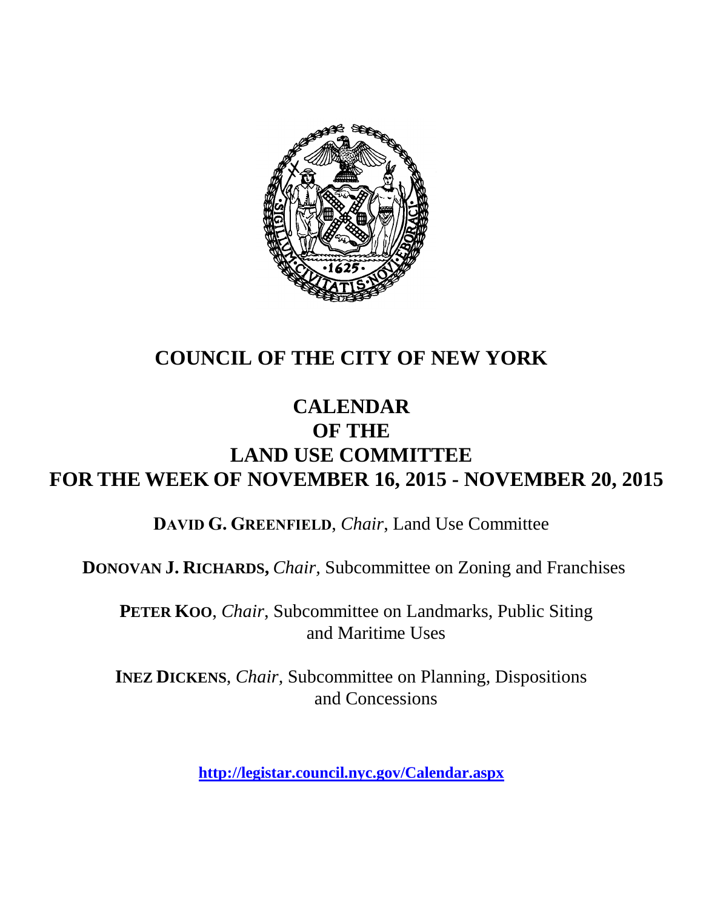# COUNCIL OF THE CITY OF NEW YORK

## CALENDAR
## OF THE
## LAND USE COMMITTEE
## FOR THE WEEK OF NOVEMBER 16, 2015 - NOVEMBER 20, 2015

**DAVID G. GREENFIELD**, *Chair*, Land Use Committee

**DONOVAN J. RICHARDS,** *Chair*, Subcommittee on Zoning and Franchises

**PETER KOO**, *Chair*, Subcommittee on Landmarks, Public Siting and Maritime Uses

**INEZ DICKENS**, *Chair*, Subcommittee on Planning, Dispositions and Concessions

**http://legistar.council.nyc.gov/Calendar.aspx**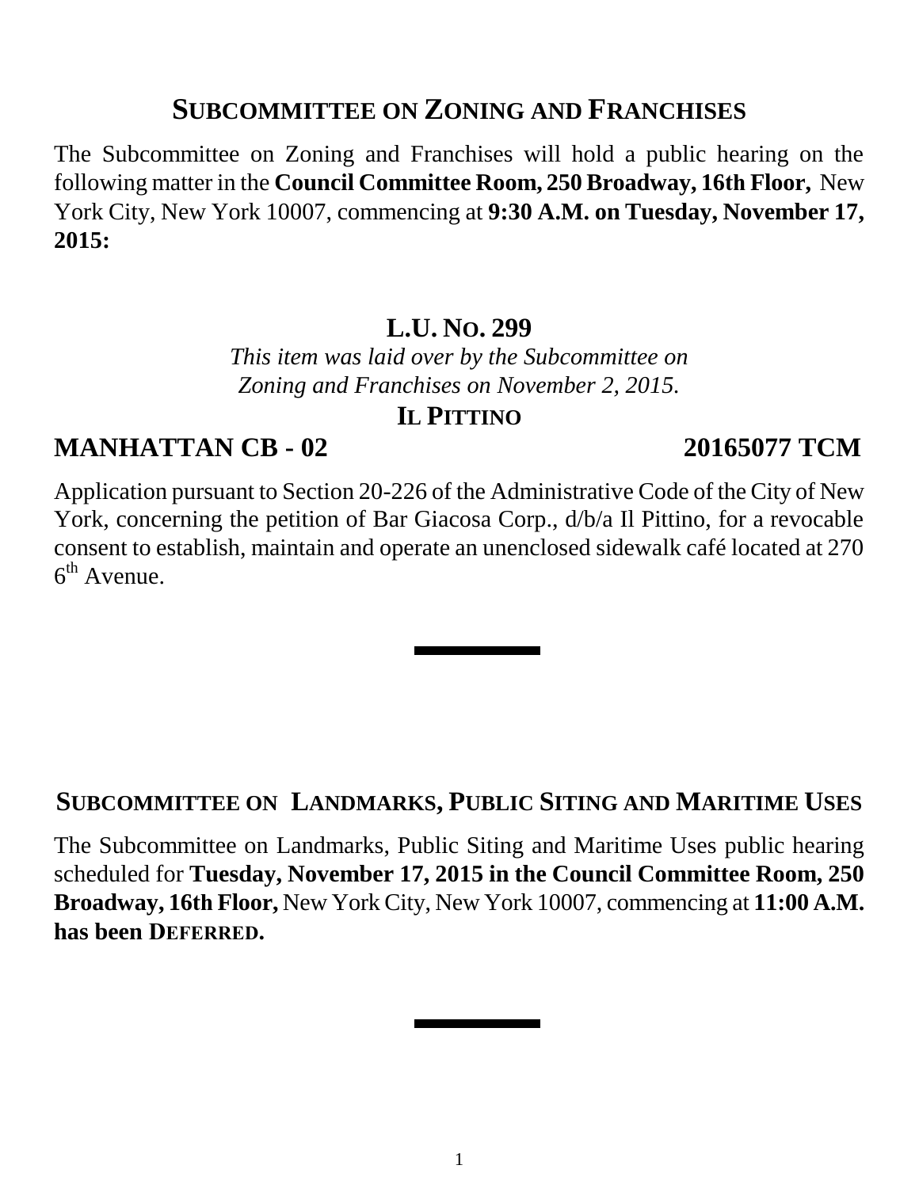## SUBCOMMITTEE ON ZONING AND FRANCHISES

The Subcommittee on Zoning and Franchises will hold a public hearing on the following matter in the **Council Committee Room, 250 Broadway, 16th Floor,** New York City, New York 10007, commencing at **9:30 A.M. on Tuesday, November 17, 2015:**

### L.U. NO. 299

*This item was laid over by the Subcommittee on Zoning and Franchises on November 2, 2015.*

**IL PITTINO**

**MANHATTAN CB - 02** **20165077 TCM**

Application pursuant to Section 20-226 of the Administrative Code of the City of New York, concerning the petition of Bar Giacosa Corp., d/b/a Il Pittino, for a revocable consent to establish, maintain and operate an unenclosed sidewalk café located at 270 6th Avenue.

---

## SUBCOMMITTEE ON LANDMARKS, PUBLIC SITING AND MARITIME USES

The Subcommittee on Landmarks, Public Siting and Maritime Uses public hearing scheduled for **Tuesday, November 17, 2015 in the Council Committee Room, 250 Broadway, 16th Floor,** New York City, New York 10007, commencing at **11:00 A.M. has been DEFERRED.**

---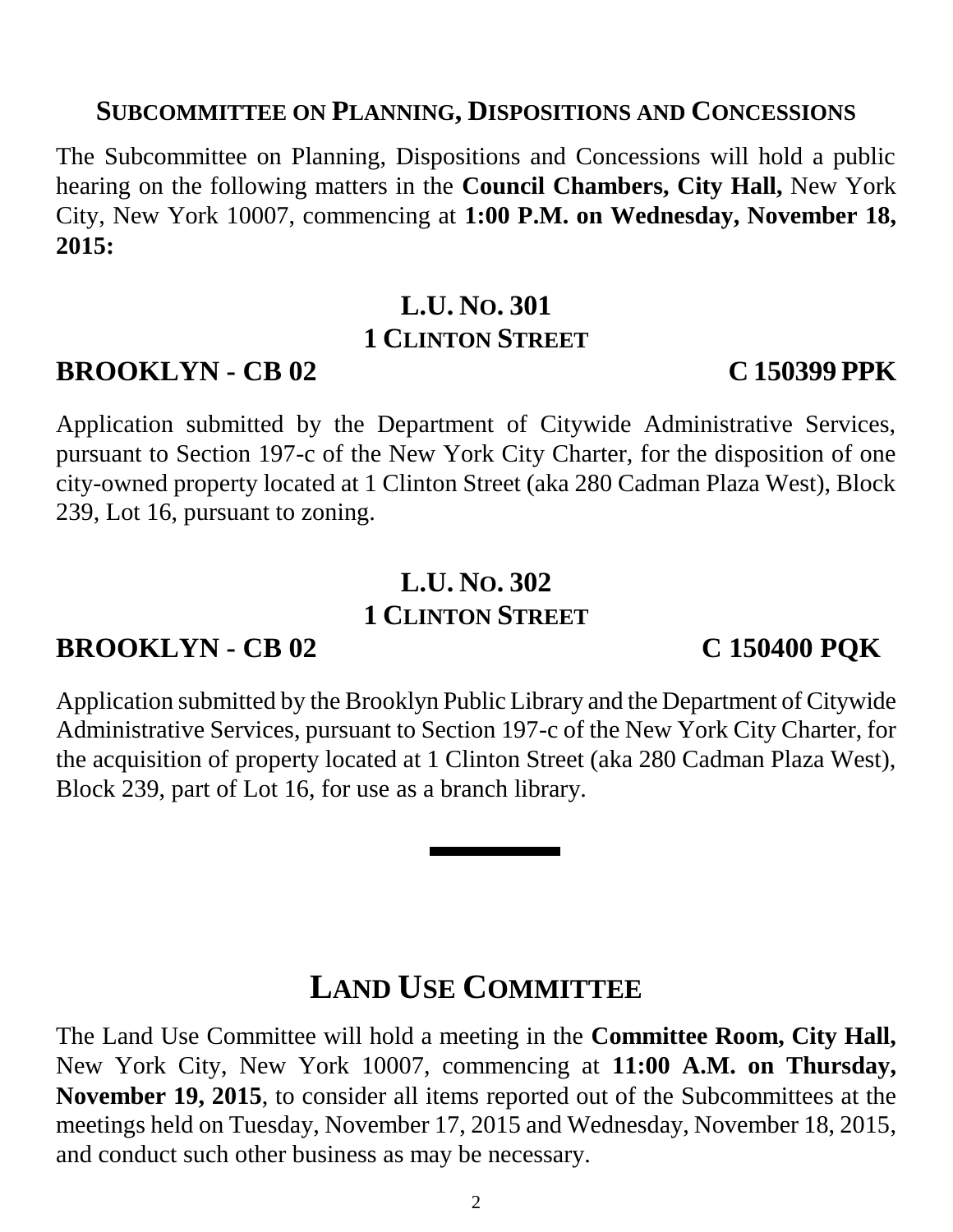## SUBCOMMITTEE ON PLANNING, DISPOSITIONS AND CONCESSIONS

The Subcommittee on Planning, Dispositions and Concessions will hold a public hearing on the following matters in the **Council Chambers, City Hall,** New York City, New York 10007, commencing at **1:00 P.M. on Wednesday, November 18, 2015:**

### L.U. NO. 301
### 1 CLINTON STREET

**BROOKLYN - CB 02** **C 150399 PPK**

Application submitted by the Department of Citywide Administrative Services, pursuant to Section 197-c of the New York City Charter, for the disposition of one city-owned property located at 1 Clinton Street (aka 280 Cadman Plaza West), Block 239, Lot 16, pursuant to zoning.

### L.U. NO. 302
### 1 CLINTON STREET

**BROOKLYN - CB 02** **C 150400 PQK**

Application submitted by the Brooklyn Public Library and the Department of Citywide Administrative Services, pursuant to Section 197-c of the New York City Charter, for the acquisition of property located at 1 Clinton Street (aka 280 Cadman Plaza West), Block 239, part of Lot 16, for use as a branch library.

---

## LAND USE COMMITTEE

The Land Use Committee will hold a meeting in the **Committee Room, City Hall,** New York City, New York 10007, commencing at **11:00 A.M. on Thursday, November 19, 2015**, to consider all items reported out of the Subcommittees at the meetings held on Tuesday, November 17, 2015 and Wednesday, November 18, 2015, and conduct such other business as may be necessary.